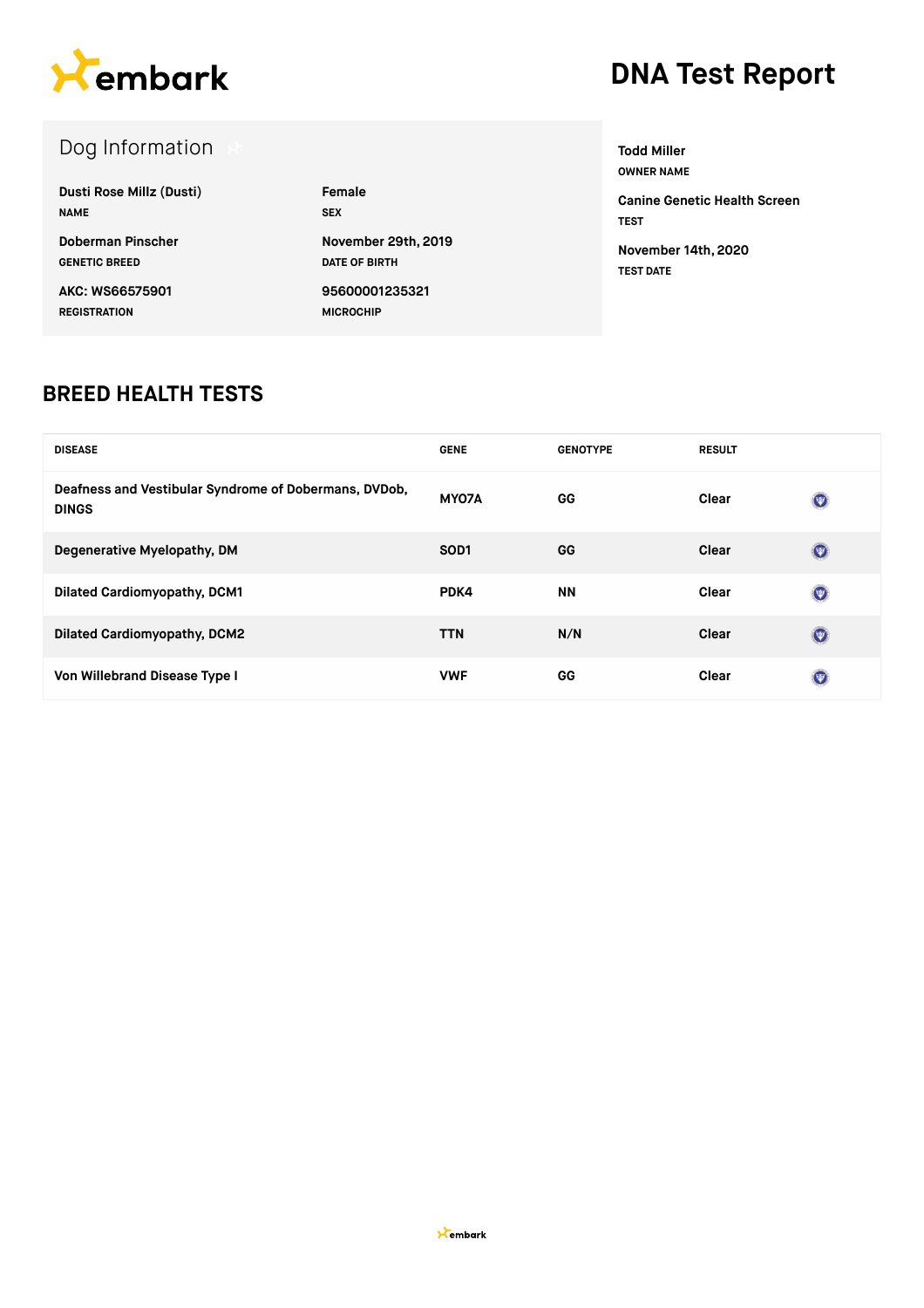embark

# DNA Test Report

## Dog Information

| | |
|---|---|
| **Dusti Rose Millz (Dusti)** | **Female** |
| NAME | SEX |
| **Doberman Pinscher** | **November 29th, 2019** |
| GENETIC BREED | DATE OF BIRTH |
| **AKC: WS66575901** | **95600001235321** |
| REGISTRATION | MICROCHIP |

**Todd Miller**
OWNER NAME

**Canine Genetic Health Screen**
TEST

**November 14th, 2020**
TEST DATE

## BREED HEALTH TESTS

| DISEASE | GENE | GENOTYPE | RESULT |
|---|---|---|---|
| Deafness and Vestibular Syndrome of Dobermans, DVDob, DINGS | MYO7A | GG | Clear |
| Degenerative Myelopathy, DM | SOD1 | GG | Clear |
| Dilated Cardiomyopathy, DCM1 | PDK4 | NN | Clear |
| Dilated Cardiomyopathy, DCM2 | TTN | N/N | Clear |
| Von Willebrand Disease Type I | VWF | GG | Clear |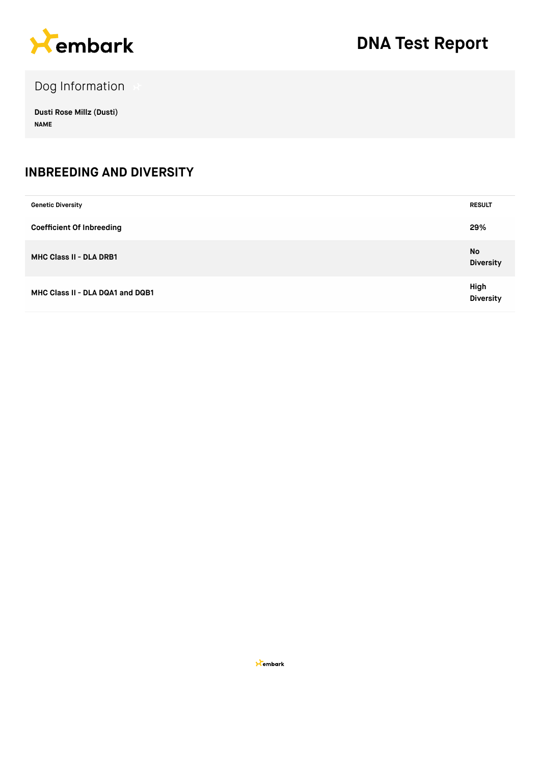# DNA Test Report

## Dog Information

**Dusti Rose Millz (Dusti)**
NAME

## INBREEDING AND DIVERSITY

| Genetic Diversity | RESULT |
|---|---|
| **Coefficient Of Inbreeding** | **29%** |
| **MHC Class II - DLA DRB1** | **No Diversity** |
| **MHC Class II - DLA DQA1 and DQB1** | **High Diversity** |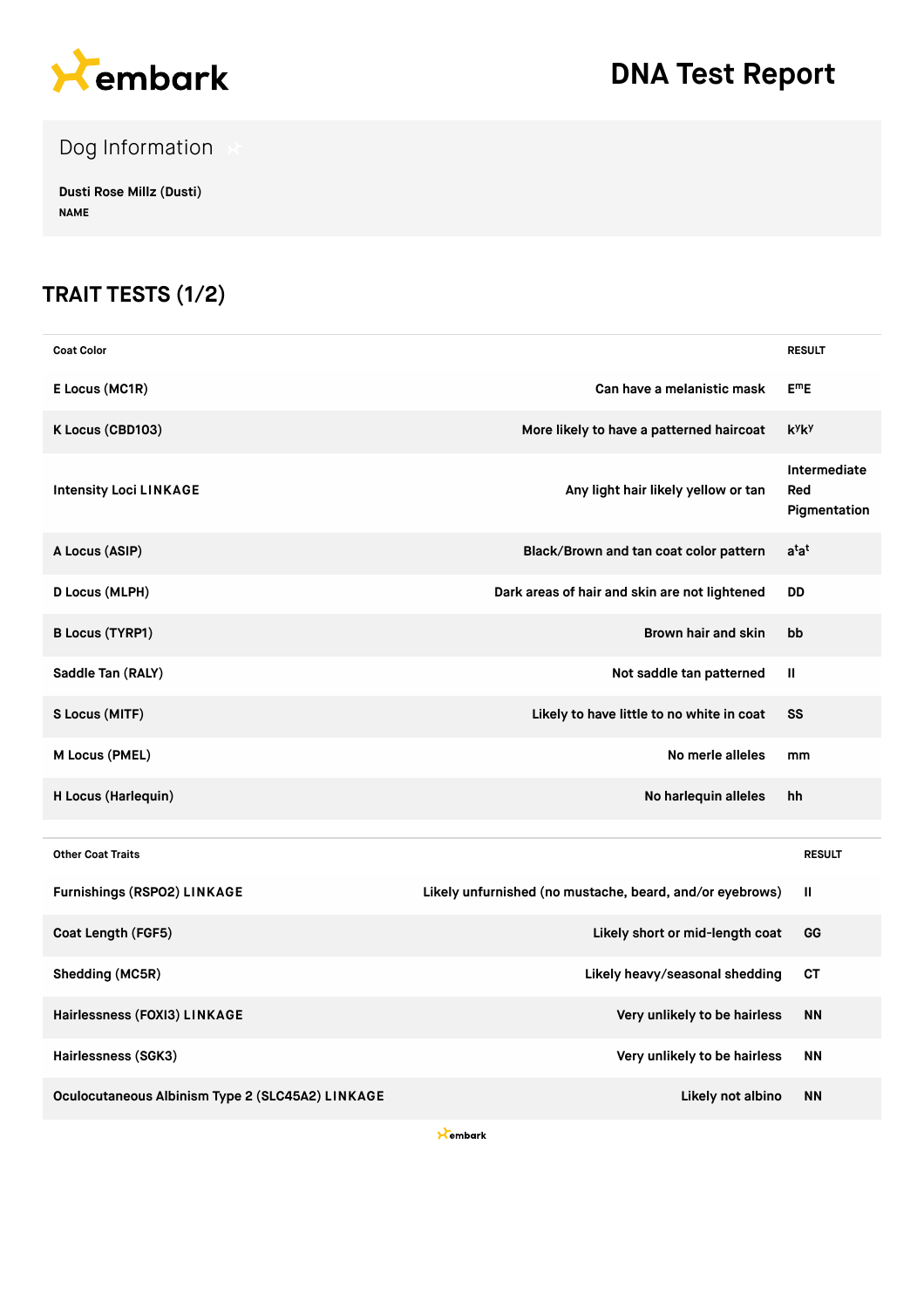# DNA Test Report

## Dog Information

**Dusti Rose Millz (Dusti)**
NAME

## TRAIT TESTS (1/2)

| Coat Color | | RESULT |
|---|---|---|
| E Locus (MC1R) | Can have a melanistic mask | $E^mE$ |
| K Locus (CBD103) | More likely to have a patterned haircoat | $k^yk^y$ |
| Intensity Loci LINKAGE | Any light hair likely yellow or tan | Intermediate Red Pigmentation |
| A Locus (ASIP) | Black/Brown and tan coat color pattern | $a^ta^t$ |
| D Locus (MLPH) | Dark areas of hair and skin are not lightened | DD |
| B Locus (TYRP1) | Brown hair and skin | bb |
| Saddle Tan (RALY) | Not saddle tan patterned | II |
| S Locus (MITF) | Likely to have little to no white in coat | SS |
| M Locus (PMEL) | No merle alleles | mm |
| H Locus (Harlequin) | No harlequin alleles | hh |

| Other Coat Traits | | RESULT |
|---|---|---|
| Furnishings (RSPO2) LINKAGE | Likely unfurnished (no mustache, beard, and/or eyebrows) | II |
| Coat Length (FGF5) | Likely short or mid-length coat | GG |
| Shedding (MC5R) | Likely heavy/seasonal shedding | CT |
| Hairlessness (FOXI3) LINKAGE | Very unlikely to be hairless | NN |
| Hairlessness (SGK3) | Very unlikely to be hairless | NN |
| Oculocutaneous Albinism Type 2 (SLC45A2) LINKAGE | Likely not albino | NN |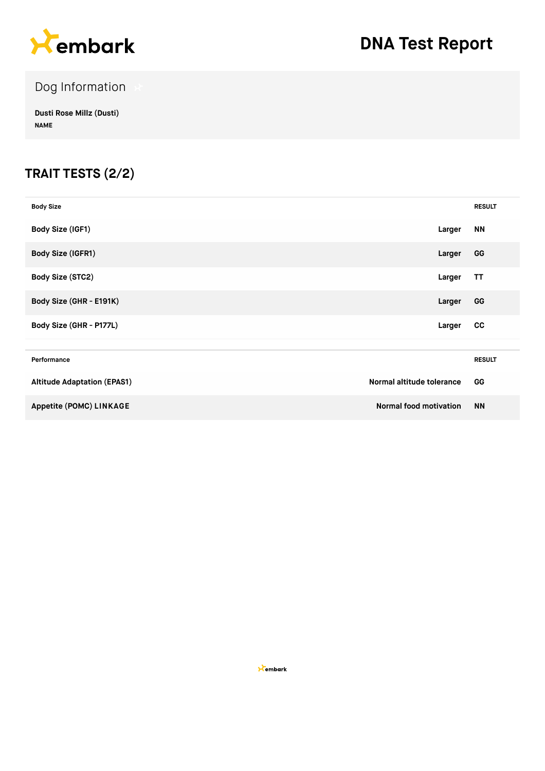# DNA Test Report

## Dog Information

**Dusti Rose Millz (Dusti)**
**NAME**

## TRAIT TESTS (2/2)

| Body Size | | RESULT |
| --- | --- | --- |
| Body Size (IGF1) | Larger | NN |
| Body Size (IGFR1) | Larger | GG |
| Body Size (STC2) | Larger | TT |
| Body Size (GHR - E191K) | Larger | GG |
| Body Size (GHR - P177L) | Larger | CC |

| Performance | | RESULT |
| --- | --- | --- |
| Altitude Adaptation (EPAS1) | Normal altitude tolerance | GG |
| Appetite (POMC) LINKAGE | Normal food motivation | NN |